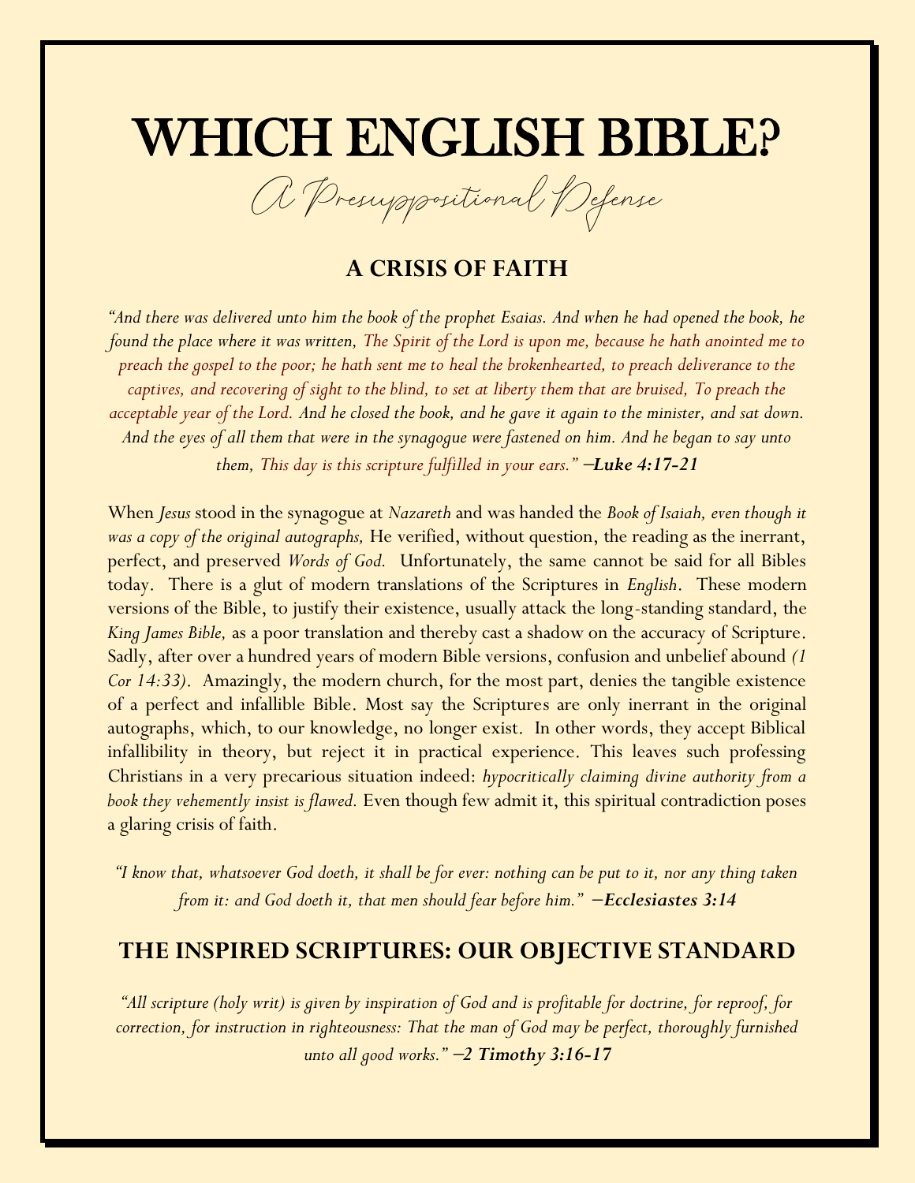# WHICH ENGLISH BIBLE?

*A Presuppositional Defense*

## A CRISIS OF FAITH

*"And there was delivered unto him the book of the prophet Esaias. And when he had opened the book, he found the place where it was written, The Spirit of the Lord is upon me, because he hath anointed me to preach the gospel to the poor; he hath sent me to heal the brokenhearted, to preach deliverance to the captives, and recovering of sight to the blind, to set at liberty them that are bruised, To preach the acceptable year of the Lord. And he closed the book, and he gave it again to the minister, and sat down. And the eyes of all them that were in the synagogue were fastened on him. And he began to say unto them, This day is this scripture fulfilled in your ears."* **–Luke 4:17-21**

When *Jesus* stood in the synagogue at *Nazareth* and was handed the *Book of Isaiah, even though it was a copy of the original autographs,* He verified, without question, the reading as the inerrant, perfect, and preserved *Words of God.* Unfortunately, the same cannot be said for all Bibles today. There is a glut of modern translations of the Scriptures in *English*. These modern versions of the Bible, to justify their existence, usually attack the long-standing standard, the *King James Bible,* as a poor translation and thereby cast a shadow on the accuracy of Scripture. Sadly, after over a hundred years of modern Bible versions, confusion and unbelief abound *(1 Cor 14:33)*. Amazingly, the modern church, for the most part, denies the tangible existence of a perfect and infallible Bible. Most say the Scriptures are only inerrant in the original autographs, which, to our knowledge, no longer exist. In other words, they accept Biblical infallibility in theory, but reject it in practical experience. This leaves such professing Christians in a very precarious situation indeed: *hypocritically claiming divine authority from a book they vehemently insist is flawed.* Even though few admit it, this spiritual contradiction poses a glaring crisis of faith.

*"I know that, whatsoever God doeth, it shall be for ever: nothing can be put to it, nor any thing taken from it: and God doeth it, that men should fear before him."* **–Ecclesiastes 3:14**

## THE INSPIRED SCRIPTURES: OUR OBJECTIVE STANDARD

*"All scripture (holy writ) is given by inspiration of God and is profitable for doctrine, for reproof, for correction, for instruction in righteousness: That the man of God may be perfect, thoroughly furnished unto all good works."* **–2 Timothy 3:16-17**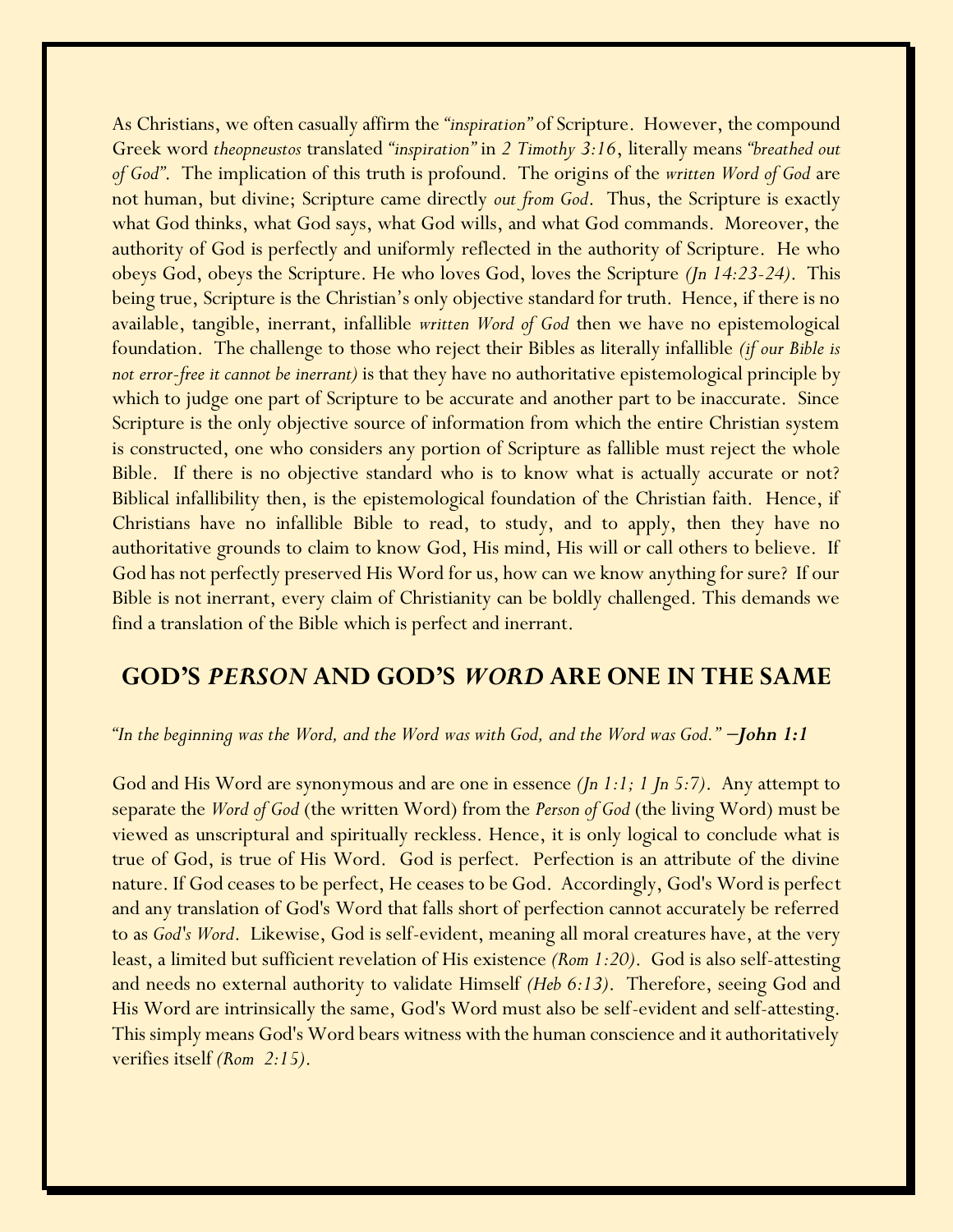As Christians, we often casually affirm the *"inspiration"* of Scripture. However, the compound Greek word *theopneustos* translated *"inspiration"* in *2 Timothy 3:16*, literally means *"breathed out of God"*. The implication of this truth is profound. The origins of the *written Word of God* are not human, but divine; Scripture came directly *out from God*. Thus, the Scripture is exactly what God thinks, what God says, what God wills, and what God commands. Moreover, the authority of God is perfectly and uniformly reflected in the authority of Scripture. He who obeys God, obeys the Scripture. He who loves God, loves the Scripture *(Jn 14:23-24)*. This being true, Scripture is the Christian's only objective standard for truth. Hence, if there is no available, tangible, inerrant, infallible *written Word of God* then we have no epistemological foundation. The challenge to those who reject their Bibles as literally infallible *(if our Bible is not error-free it cannot be inerrant)* is that they have no authoritative epistemological principle by which to judge one part of Scripture to be accurate and another part to be inaccurate. Since Scripture is the only objective source of information from which the entire Christian system is constructed, one who considers any portion of Scripture as fallible must reject the whole Bible. If there is no objective standard who is to know what is actually accurate or not? Biblical infallibility then, is the epistemological foundation of the Christian faith. Hence, if Christians have no infallible Bible to read, to study, and to apply, then they have no authoritative grounds to claim to know God, His mind, His will or call others to believe. If God has not perfectly preserved His Word for us, how can we know anything for sure? If our Bible is not inerrant, every claim of Christianity can be boldly challenged. This demands we find a translation of the Bible which is perfect and inerrant.

## GOD'S *PERSON* AND GOD'S *WORD* ARE ONE IN THE SAME

*"In the beginning was the Word, and the Word was with God, and the Word was God."* **–*John 1:1***

God and His Word are synonymous and are one in essence *(Jn 1:1; 1 Jn 5:7)*. Any attempt to separate the *Word of God* (the written Word) from the *Person of God* (the living Word) must be viewed as unscriptural and spiritually reckless. Hence, it is only logical to conclude what is true of God, is true of His Word. God is perfect. Perfection is an attribute of the divine nature. If God ceases to be perfect, He ceases to be God. Accordingly, God's Word is perfect and any translation of God's Word that falls short of perfection cannot accurately be referred to as *God's Word*. Likewise, God is self-evident, meaning all moral creatures have, at the very least, a limited but sufficient revelation of His existence *(Rom 1:20)*. God is also self-attesting and needs no external authority to validate Himself *(Heb 6:13)*. Therefore, seeing God and His Word are intrinsically the same, God's Word must also be self-evident and self-attesting. This simply means God's Word bears witness with the human conscience and it authoritatively verifies itself *(Rom 2:15)*.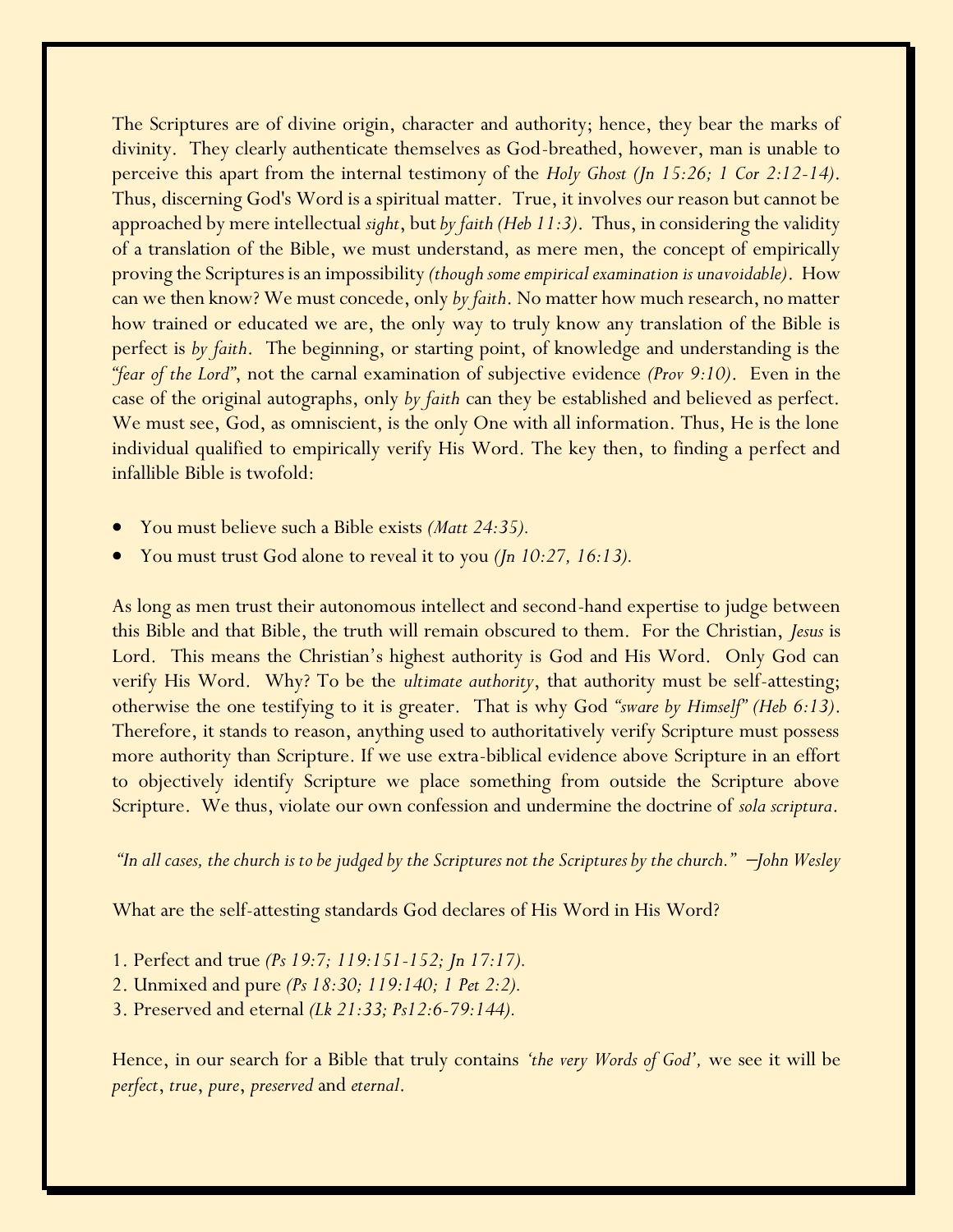The Scriptures are of divine origin, character and authority; hence, they bear the marks of divinity. They clearly authenticate themselves as God-breathed, however, man is unable to perceive this apart from the internal testimony of the *Holy Ghost (Jn 15:26; 1 Cor 2:12-14)*. Thus, discerning God's Word is a spiritual matter. True, it involves our reason but cannot be approached by mere intellectual *sight*, but *by faith (Heb 11:3)*. Thus, in considering the validity of a translation of the Bible, we must understand, as mere men, the concept of empirically proving the Scriptures is an impossibility *(though some empirical examination is unavoidable)*. How can we then know? We must concede, only *by faith*. No matter how much research, no matter how trained or educated we are, the only way to truly know any translation of the Bible is perfect is *by faith*. The beginning, or starting point, of knowledge and understanding is the *"fear of the Lord"*, not the carnal examination of subjective evidence *(Prov 9:10)*. Even in the case of the original autographs, only *by faith* can they be established and believed as perfect. We must see, God, as omniscient, is the only One with all information. Thus, He is the lone individual qualified to empirically verify His Word. The key then, to finding a perfect and infallible Bible is twofold:

- You must believe such a Bible exists *(Matt 24:35)*.
- You must trust God alone to reveal it to you *(Jn 10:27, 16:13)*.

As long as men trust their autonomous intellect and second-hand expertise to judge between this Bible and that Bible, the truth will remain obscured to them. For the Christian, *Jesus* is Lord. This means the Christian's highest authority is God and His Word. Only God can verify His Word. Why? To be the *ultimate authority*, that authority must be self-attesting; otherwise the one testifying to it is greater. That is why God *"sware by Himself" (Heb 6:13)*. Therefore, it stands to reason, anything used to authoritatively verify Scripture must possess more authority than Scripture. If we use extra-biblical evidence above Scripture in an effort to objectively identify Scripture we place something from outside the Scripture above Scripture. We thus, violate our own confession and undermine the doctrine of *sola scriptura*.

*"In all cases, the church is to be judged by the Scriptures not the Scriptures by the church." —John Wesley*

What are the self-attesting standards God declares of His Word in His Word?

1. Perfect and true *(Ps 19:7; 119:151-152; Jn 17:17)*.
2. Unmixed and pure *(Ps 18:30; 119:140; 1 Pet 2:2)*.
3. Preserved and eternal *(Lk 21:33; Ps12:6-79:144)*.

Hence, in our search for a Bible that truly contains *'the very Words of God'*, we see it will be *perfect*, *true*, *pure*, *preserved* and *eternal*.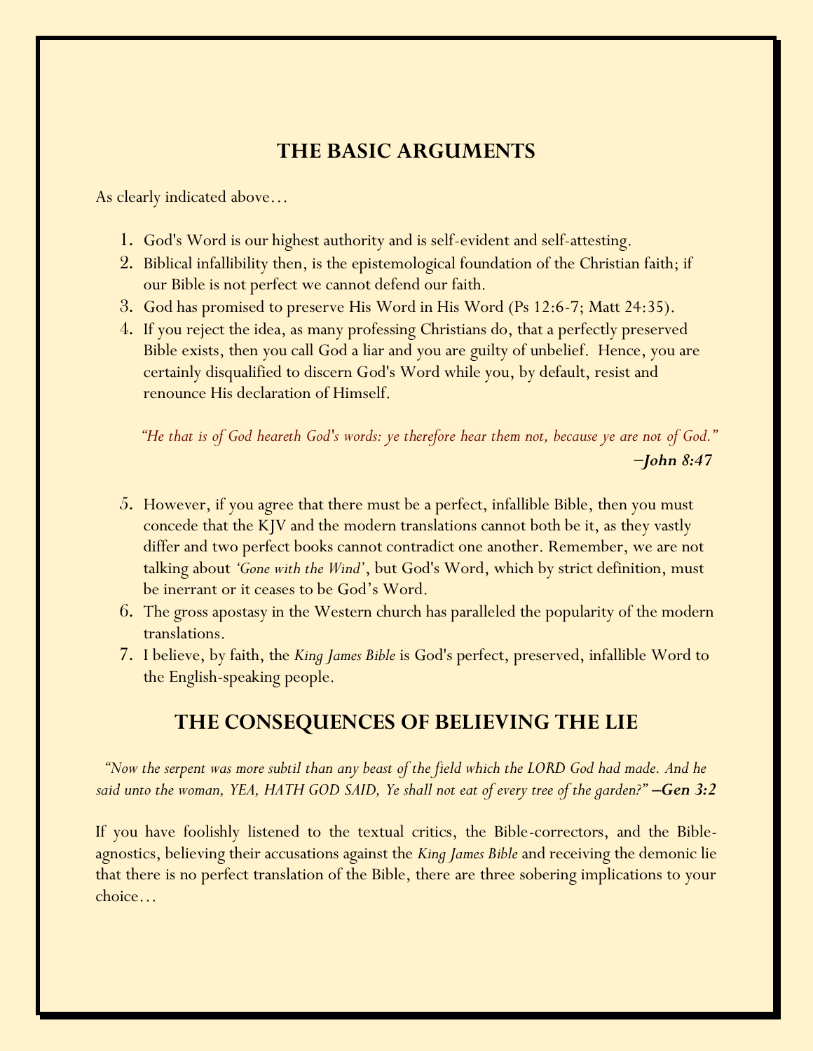## THE BASIC ARGUMENTS

As clearly indicated above…

1. God's Word is our highest authority and is self-evident and self-attesting.
2. Biblical infallibility then, is the epistemological foundation of the Christian faith; if our Bible is not perfect we cannot defend our faith.
3. God has promised to preserve His Word in His Word (Ps 12:6-7; Matt 24:35).
4. If you reject the idea, as many professing Christians do, that a perfectly preserved Bible exists, then you call God a liar and you are guilty of unbelief. Hence, you are certainly disqualified to discern God's Word while you, by default, resist and renounce His declaration of Himself.

> *"He that is of God heareth God's words: ye therefore hear them not, because ye are not of God."*
> ***–John 8:47***

5. However, if you agree that there must be a perfect, infallible Bible, then you must concede that the KJV and the modern translations cannot both be it, as they vastly differ and two perfect books cannot contradict one another. Remember, we are not talking about *'Gone with the Wind'*, but God's Word, which by strict definition, must be inerrant or it ceases to be God's Word.
6. The gross apostasy in the Western church has paralleled the popularity of the modern translations.
7. I believe, by faith, the *King James Bible* is God's perfect, preserved, infallible Word to the English-speaking people.

## THE CONSEQUENCES OF BELIEVING THE LIE

> *"Now the serpent was more subtil than any beast of the field which the LORD God had made. And he said unto the woman, YEA, HATH GOD SAID, Ye shall not eat of every tree of the garden?"* ***–Gen 3:2***

If you have foolishly listened to the textual critics, the Bible-correctors, and the Bible-agnostics, believing their accusations against the *King James Bible* and receiving the demonic lie that there is no perfect translation of the Bible, there are three sobering implications to your choice…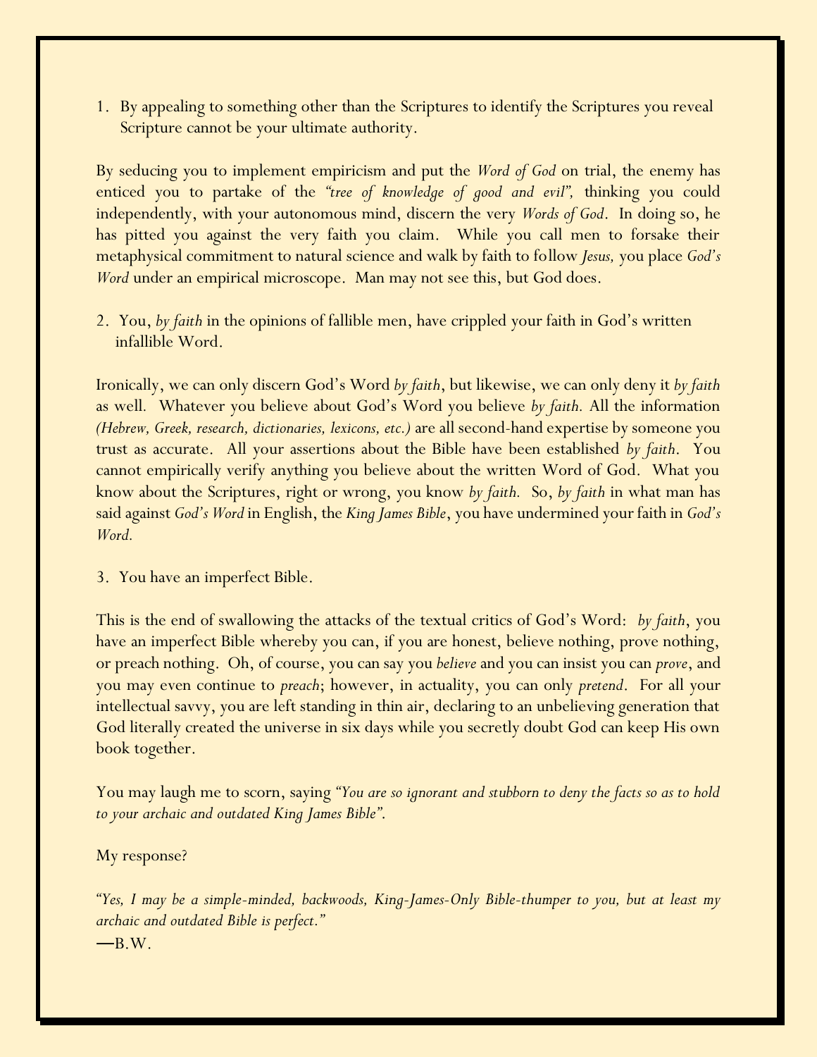1. By appealing to something other than the Scriptures to identify the Scriptures you reveal Scripture cannot be your ultimate authority.

By seducing you to implement empiricism and put the *Word of God* on trial, the enemy has enticed you to partake of the *"tree of knowledge of good and evil"*, thinking you could independently, with your autonomous mind, discern the very *Words of God*. In doing so, he has pitted you against the very faith you claim. While you call men to forsake their metaphysical commitment to natural science and walk by faith to follow *Jesus,* you place *God's Word* under an empirical microscope. Man may not see this, but God does.

2. You, *by faith* in the opinions of fallible men, have crippled your faith in God's written infallible Word.

Ironically, we can only discern God's Word *by faith*, but likewise, we can only deny it *by faith* as well. Whatever you believe about God's Word you believe *by faith.* All the information *(Hebrew, Greek, research, dictionaries, lexicons, etc.)* are all second-hand expertise by someone you trust as accurate. All your assertions about the Bible have been established *by faith*. You cannot empirically verify anything you believe about the written Word of God. What you know about the Scriptures, right or wrong, you know *by faith.* So, *by faith* in what man has said against *God's Word* in English, the *King James Bible*, you have undermined your faith in *God's Word.*

3. You have an imperfect Bible.

This is the end of swallowing the attacks of the textual critics of God's Word: *by faith*, you have an imperfect Bible whereby you can, if you are honest, believe nothing, prove nothing, or preach nothing. Oh, of course, you can say you *believe* and you can insist you can *prove*, and you may even continue to *preach*; however, in actuality, you can only *pretend*. For all your intellectual savvy, you are left standing in thin air, declaring to an unbelieving generation that God literally created the universe in six days while you secretly doubt God can keep His own book together.

You may laugh me to scorn, saying *"You are so ignorant and stubborn to deny the facts so as to hold to your archaic and outdated King James Bible".*

My response?

*"Yes, I may be a simple-minded, backwoods, King-James-Only Bible-thumper to you, but at least my archaic and outdated Bible is perfect."*
—B.W.